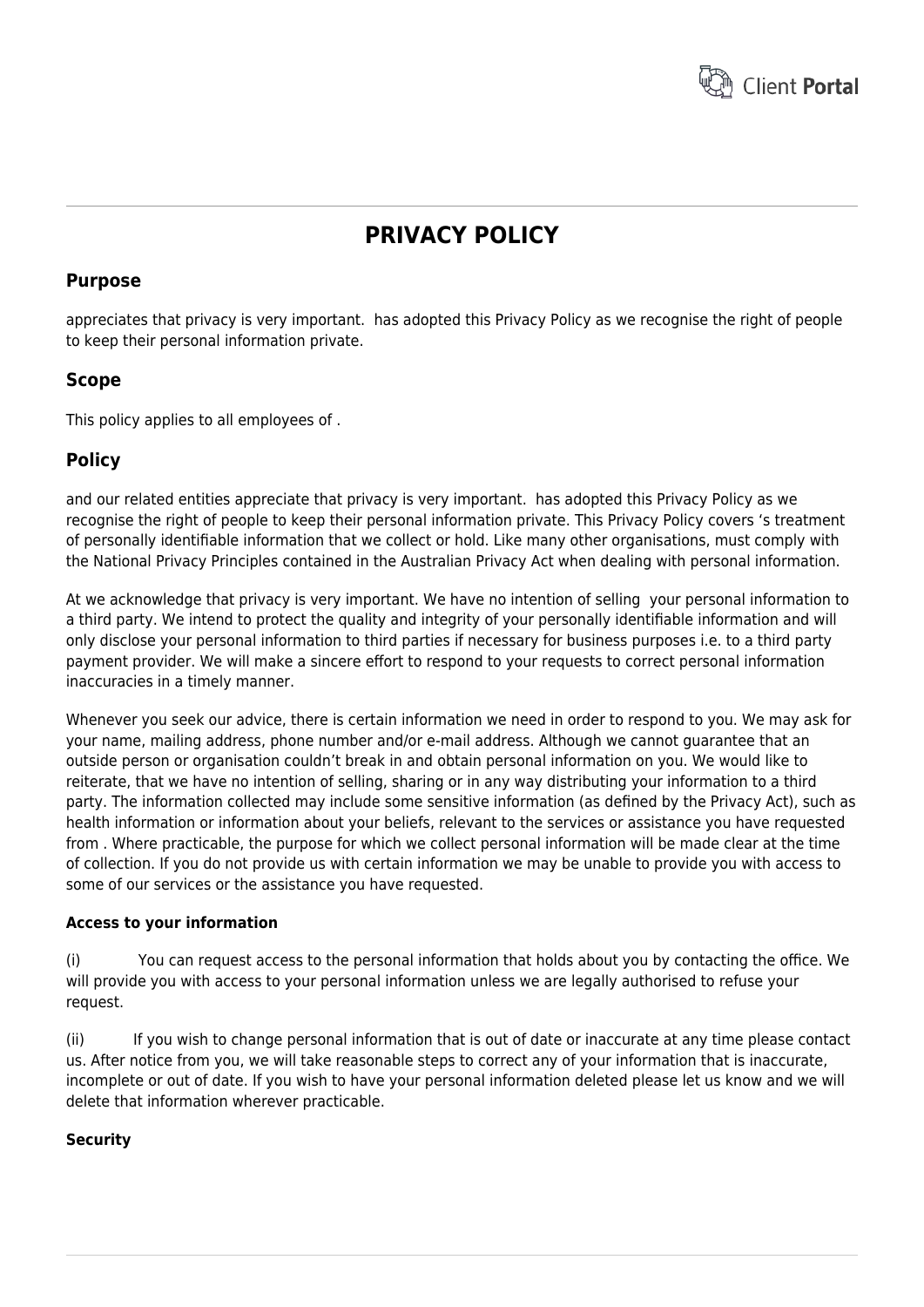# PRIVACY POLICY

## Purpose

appreciates that privacy is very important.  has adopted this Privacy Policy as we recognise the right of people to keep their personal information private.

## Scope

This policy applies to all employees of .

## Policy

and our related entities appreciate that privacy is very important.  has adopted this Privacy Policy as we recognise the right of people to keep their personal information private. This Privacy Policy covers 's treatment of personally identifiable information that we collect or hold. Like many other organisations, must comply with the National Privacy Principles contained in the Australian Privacy Act when dealing with personal information.

At we acknowledge that privacy is very important. We have no intention of selling  your personal information to a third party. We intend to protect the quality and integrity of your personally identifiable information and will only disclose your personal information to third parties if necessary for business purposes i.e. to a third party payment provider. We will make a sincere effort to respond to your requests to correct personal information inaccuracies in a timely manner.

Whenever you seek our advice, there is certain information we need in order to respond to you. We may ask for your name, mailing address, phone number and/or e-mail address. Although we cannot guarantee that an outside person or organisation couldn't break in and obtain personal information on you. We would like to reiterate, that we have no intention of selling, sharing or in any way distributing your information to a third party. The information collected may include some sensitive information (as defined by the Privacy Act), such as health information or information about your beliefs, relevant to the services or assistance you have requested from . Where practicable, the purpose for which we collect personal information will be made clear at the time of collection. If you do not provide us with certain information we may be unable to provide you with access to some of our services or the assistance you have requested.

**Access to your information**

(i) You can request access to the personal information that holds about you by contacting the office. We will provide you with access to your personal information unless we are legally authorised to refuse your request.

(ii) If you wish to change personal information that is out of date or inaccurate at any time please contact us. After notice from you, we will take reasonable steps to correct any of your information that is inaccurate, incomplete or out of date. If you wish to have your personal information deleted please let us know and we will delete that information wherever practicable.

**Security**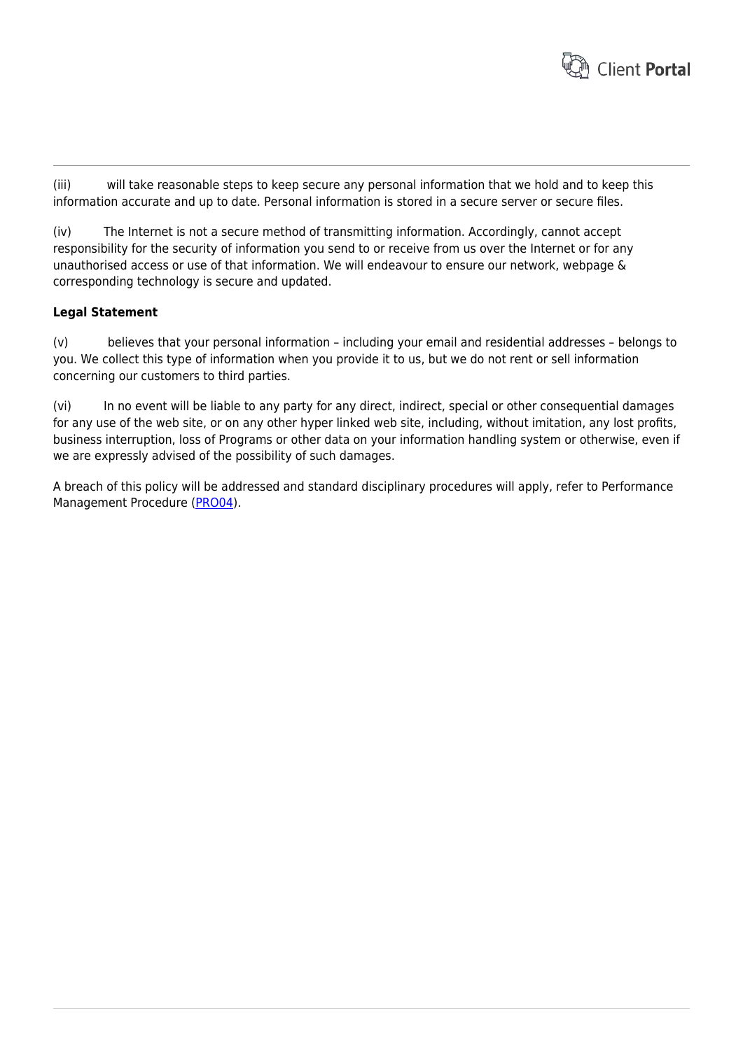(iii) will take reasonable steps to keep secure any personal information that we hold and to keep this information accurate and up to date. Personal information is stored in a secure server or secure files.

(iv) The Internet is not a secure method of transmitting information. Accordingly, cannot accept responsibility for the security of information you send to or receive from us over the Internet or for any unauthorised access or use of that information. We will endeavour to ensure our network, webpage & corresponding technology is secure and updated.

**Legal Statement**

(v) believes that your personal information – including your email and residential addresses – belongs to you. We collect this type of information when you provide it to us, but we do not rent or sell information concerning our customers to third parties.

(vi) In no event will be liable to any party for any direct, indirect, special or other consequential damages for any use of the web site, or on any other hyper linked web site, including, without imitation, any lost profits, business interruption, loss of Programs or other data on your information handling system or otherwise, even if we are expressly advised of the possibility of such damages.

A breach of this policy will be addressed and standard disciplinary procedures will apply, refer to Performance Management Procedure (PRO04).